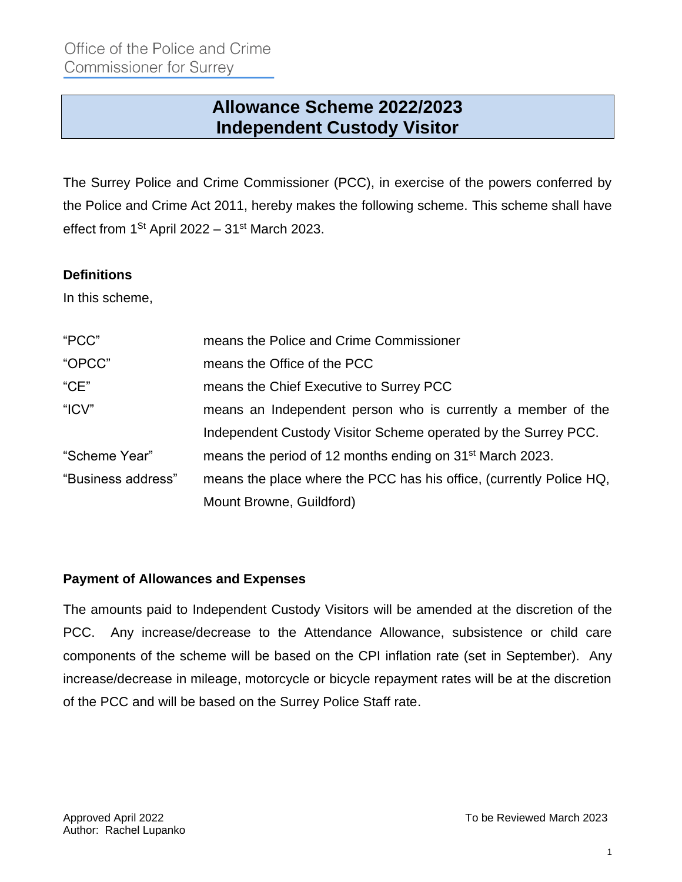Office of the Police and Crime Commissioner for Surrey

# Allowance Scheme 2022/2023
# Independent Custody Visitor

The Surrey Police and Crime Commissioner (PCC), in exercise of the powers conferred by the Police and Crime Act 2011, hereby makes the following scheme. This scheme shall have effect from 1St April 2022 – 31st March 2023.

**Definitions**

In this scheme,

| | |
|---|---|
| "PCC" | means the Police and Crime Commissioner |
| "OPCC" | means the Office of the PCC |
| "CE" | means the Chief Executive to Surrey PCC |
| "ICV" | means an Independent person who is currently a member of the Independent Custody Visitor Scheme operated by the Surrey PCC. |
| "Scheme Year" | means the period of 12 months ending on 31st March 2023. |
| "Business address" | means the place where the PCC has his office, (currently Police HQ, Mount Browne, Guildford) |

**Payment of Allowances and Expenses**

The amounts paid to Independent Custody Visitors will be amended at the discretion of the PCC. Any increase/decrease to the Attendance Allowance, subsistence or child care components of the scheme will be based on the CPI inflation rate (set in September). Any increase/decrease in mileage, motorcycle or bicycle repayment rates will be at the discretion of the PCC and will be based on the Surrey Police Staff rate.

Approved April 2022
Author: Rachel Lupanko

To be Reviewed March 2023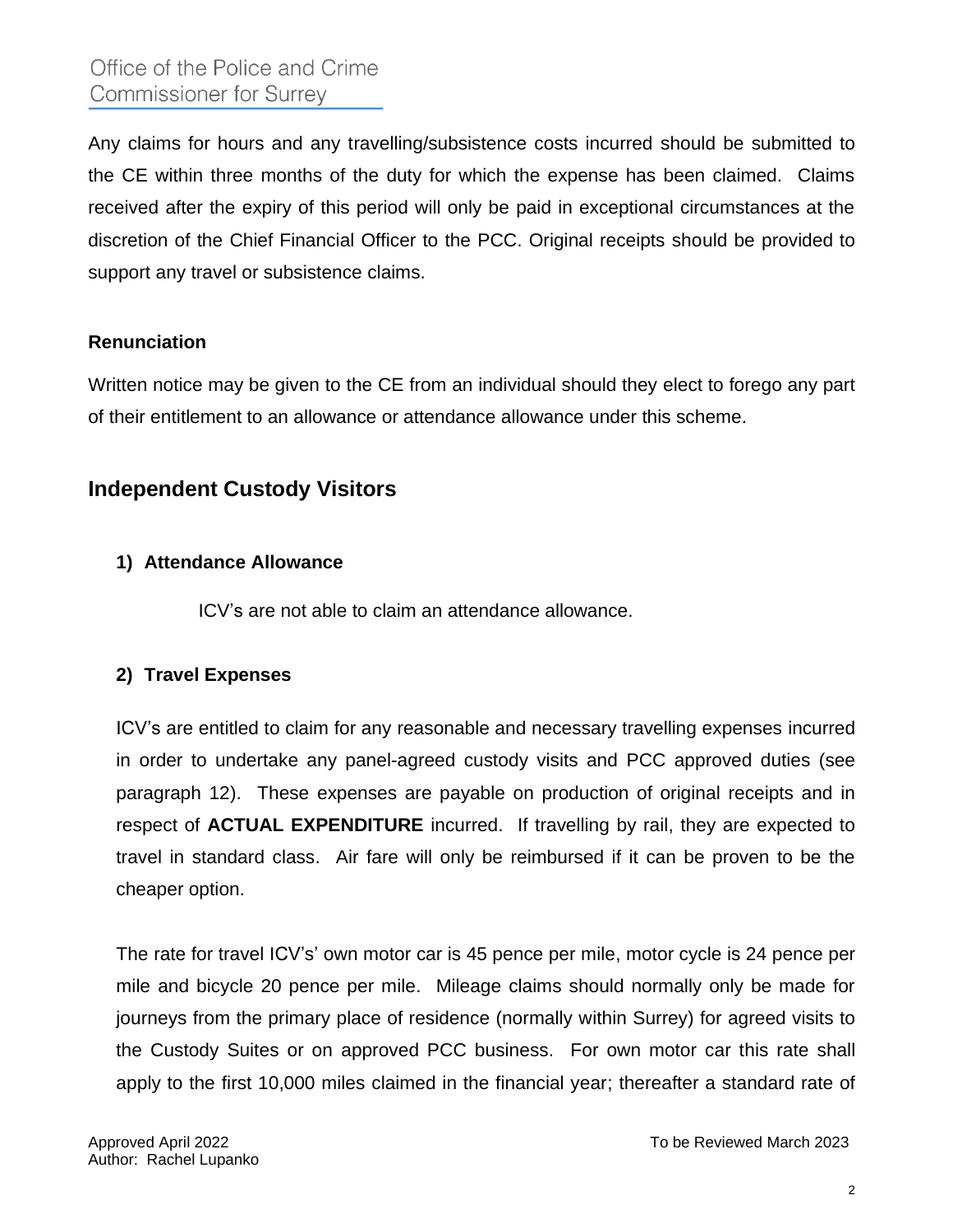Any claims for hours and any travelling/subsistence costs incurred should be submitted to the CE within three months of the duty for which the expense has been claimed. Claims received after the expiry of this period will only be paid in exceptional circumstances at the discretion of the Chief Financial Officer to the PCC. Original receipts should be provided to support any travel or subsistence claims.

**Renunciation**

Written notice may be given to the CE from an individual should they elect to forego any part of their entitlement to an allowance or attendance allowance under this scheme.

## Independent Custody Visitors

**1) Attendance Allowance**

ICV's are not able to claim an attendance allowance.

**2) Travel Expenses**

ICV's are entitled to claim for any reasonable and necessary travelling expenses incurred in order to undertake any panel-agreed custody visits and PCC approved duties (see paragraph 12). These expenses are payable on production of original receipts and in respect of **ACTUAL EXPENDITURE** incurred. If travelling by rail, they are expected to travel in standard class. Air fare will only be reimbursed if it can be proven to be the cheaper option.

The rate for travel ICV's' own motor car is 45 pence per mile, motor cycle is 24 pence per mile and bicycle 20 pence per mile. Mileage claims should normally only be made for journeys from the primary place of residence (normally within Surrey) for agreed visits to the Custody Suites or on approved PCC business. For own motor car this rate shall apply to the first 10,000 miles claimed in the financial year; thereafter a standard rate of

Approved April 2022
Author: Rachel Lupanko

To be Reviewed March 2023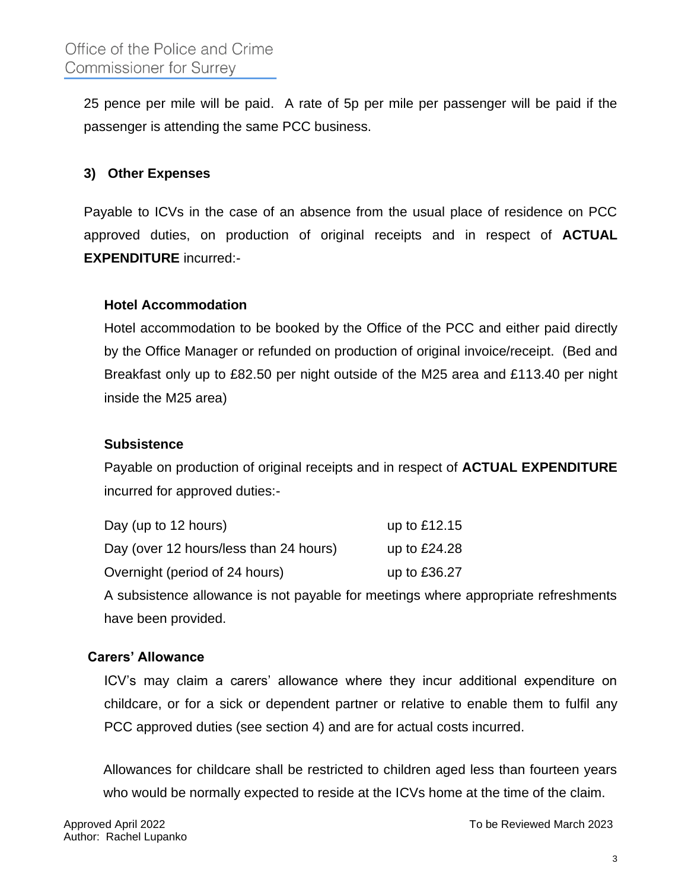25 pence per mile will be paid. A rate of 5p per mile per passenger will be paid if the passenger is attending the same PCC business.

### 3) Other Expenses

Payable to ICVs in the case of an absence from the usual place of residence on PCC approved duties, on production of original receipts and in respect of **ACTUAL EXPENDITURE** incurred:-

**Hotel Accommodation**

Hotel accommodation to be booked by the Office of the PCC and either paid directly by the Office Manager or refunded on production of original invoice/receipt. (Bed and Breakfast only up to £82.50 per night outside of the M25 area and £113.40 per night inside the M25 area)

**Subsistence**

Payable on production of original receipts and in respect of **ACTUAL EXPENDITURE** incurred for approved duties:-

| | |
|---|---|
| Day (up to 12 hours) | up to £12.15 |
| Day (over 12 hours/less than 24 hours) | up to £24.28 |
| Overnight (period of 24 hours) | up to £36.27 |

A subsistence allowance is not payable for meetings where appropriate refreshments have been provided.

**Carers' Allowance**

ICV's may claim a carers' allowance where they incur additional expenditure on childcare, or for a sick or dependent partner or relative to enable them to fulfil any PCC approved duties (see section 4) and are for actual costs incurred.

Allowances for childcare shall be restricted to children aged less than fourteen years who would be normally expected to reside at the ICVs home at the time of the claim.

Approved April 2022
Author: Rachel Lupanko

To be Reviewed March 2023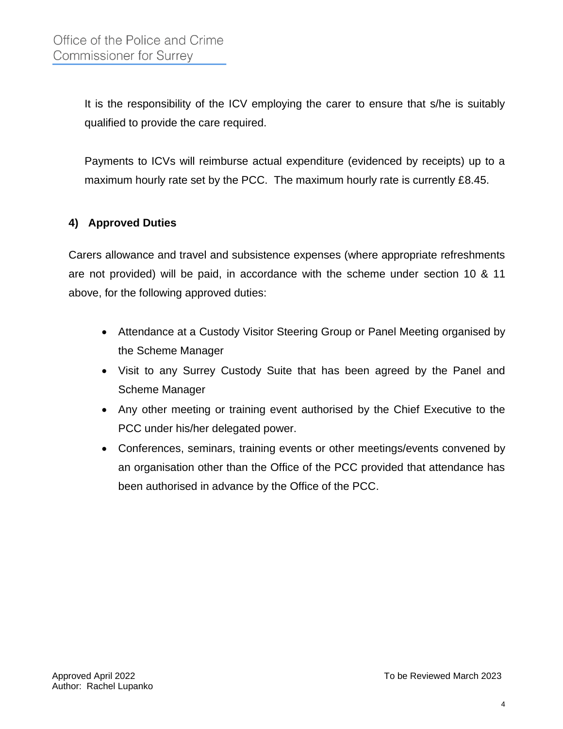It is the responsibility of the ICV employing the carer to ensure that s/he is suitably qualified to provide the care required.

Payments to ICVs will reimburse actual expenditure (evidenced by receipts) up to a maximum hourly rate set by the PCC. The maximum hourly rate is currently £8.45.

**4) Approved Duties**

Carers allowance and travel and subsistence expenses (where appropriate refreshments are not provided) will be paid, in accordance with the scheme under section 10 & 11 above, for the following approved duties:

- Attendance at a Custody Visitor Steering Group or Panel Meeting organised by the Scheme Manager
- Visit to any Surrey Custody Suite that has been agreed by the Panel and Scheme Manager
- Any other meeting or training event authorised by the Chief Executive to the PCC under his/her delegated power.
- Conferences, seminars, training events or other meetings/events convened by an organisation other than the Office of the PCC provided that attendance has been authorised in advance by the Office of the PCC.